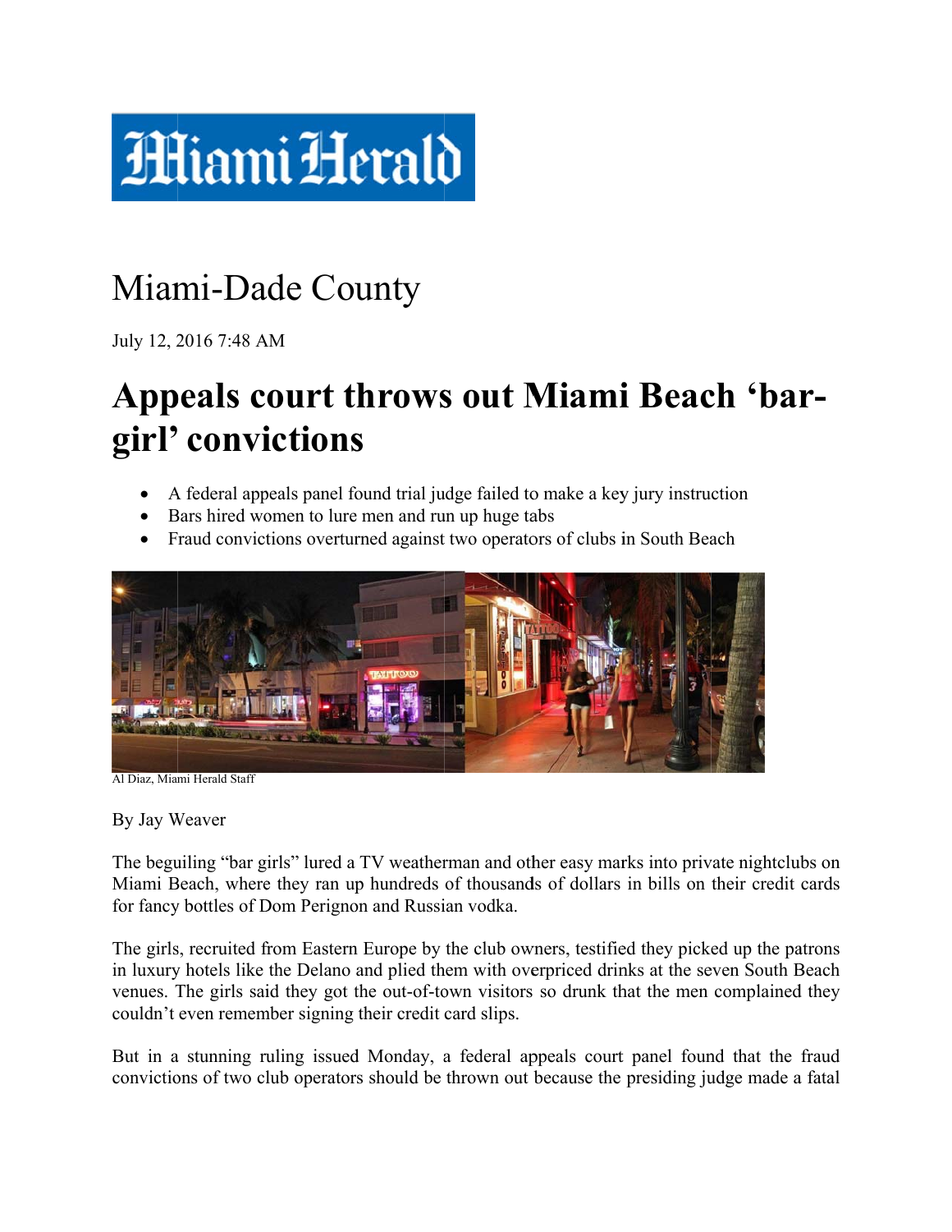# Miami Herald

## Miami-Dade County

July 12, 2016 7:48 AM

# Appeals court throws out Miami Beach 'bar-girl' convictions

- A federal appeals panel found trial judge failed to make a key jury instruction
- Bars hired women to lure men and run up huge tabs
- Fraud convictions overturned against two operators of clubs in South Beach

Al Diaz, Miami Herald Staff

By Jay Weaver

The beguiling "bar girls" lured a TV weatherman and other easy marks into private nightclubs on Miami Beach, where they ran up hundreds of thousands of dollars in bills on their credit cards for fancy bottles of Dom Perignon and Russian vodka.

The girls, recruited from Eastern Europe by the club owners, testified they picked up the patrons in luxury hotels like the Delano and plied them with overpriced drinks at the seven South Beach venues. The girls said they got the out-of-town visitors so drunk that the men complained they couldn't even remember signing their credit card slips.

But in a stunning ruling issued Monday, a federal appeals court panel found that the fraud convictions of two club operators should be thrown out because the presiding judge made a fatal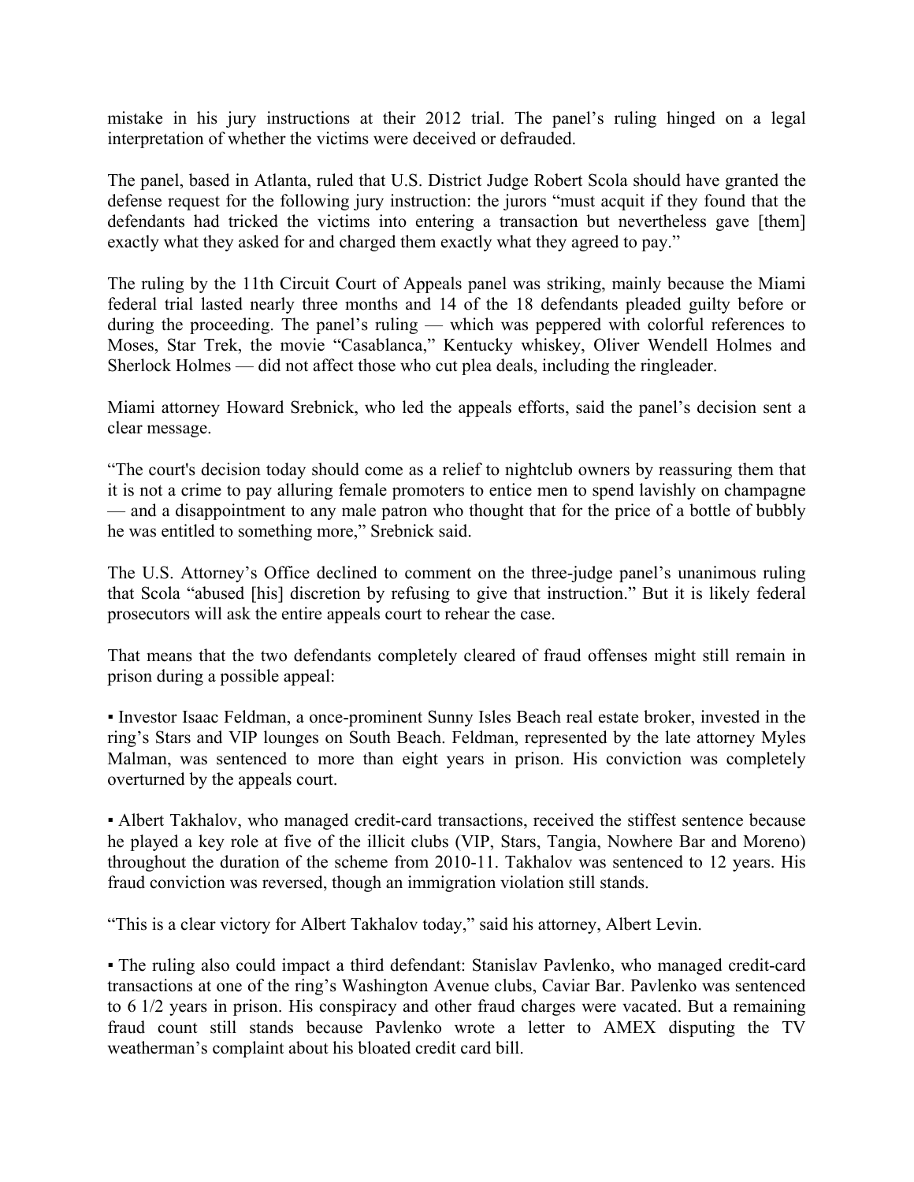mistake in his jury instructions at their 2012 trial. The panel's ruling hinged on a legal interpretation of whether the victims were deceived or defrauded.

The panel, based in Atlanta, ruled that U.S. District Judge Robert Scola should have granted the defense request for the following jury instruction: the jurors "must acquit if they found that the defendants had tricked the victims into entering a transaction but nevertheless gave [them] exactly what they asked for and charged them exactly what they agreed to pay."

The ruling by the 11th Circuit Court of Appeals panel was striking, mainly because the Miami federal trial lasted nearly three months and 14 of the 18 defendants pleaded guilty before or during the proceeding. The panel's ruling — which was peppered with colorful references to Moses, Star Trek, the movie "Casablanca," Kentucky whiskey, Oliver Wendell Holmes and Sherlock Holmes — did not affect those who cut plea deals, including the ringleader.

Miami attorney Howard Srebnick, who led the appeals efforts, said the panel's decision sent a clear message.

"The court's decision today should come as a relief to nightclub owners by reassuring them that it is not a crime to pay alluring female promoters to entice men to spend lavishly on champagne — and a disappointment to any male patron who thought that for the price of a bottle of bubbly he was entitled to something more," Srebnick said.

The U.S. Attorney's Office declined to comment on the three-judge panel's unanimous ruling that Scola "abused [his] discretion by refusing to give that instruction." But it is likely federal prosecutors will ask the entire appeals court to rehear the case.

That means that the two defendants completely cleared of fraud offenses might still remain in prison during a possible appeal:

▪ Investor Isaac Feldman, a once-prominent Sunny Isles Beach real estate broker, invested in the ring's Stars and VIP lounges on South Beach. Feldman, represented by the late attorney Myles Malman, was sentenced to more than eight years in prison. His conviction was completely overturned by the appeals court.

▪ Albert Takhalov, who managed credit-card transactions, received the stiffest sentence because he played a key role at five of the illicit clubs (VIP, Stars, Tangia, Nowhere Bar and Moreno) throughout the duration of the scheme from 2010-11. Takhalov was sentenced to 12 years. His fraud conviction was reversed, though an immigration violation still stands.

"This is a clear victory for Albert Takhalov today," said his attorney, Albert Levin.

▪ The ruling also could impact a third defendant: Stanislav Pavlenko, who managed credit-card transactions at one of the ring's Washington Avenue clubs, Caviar Bar. Pavlenko was sentenced to 6 1/2 years in prison. His conspiracy and other fraud charges were vacated. But a remaining fraud count still stands because Pavlenko wrote a letter to AMEX disputing the TV weatherman's complaint about his bloated credit card bill.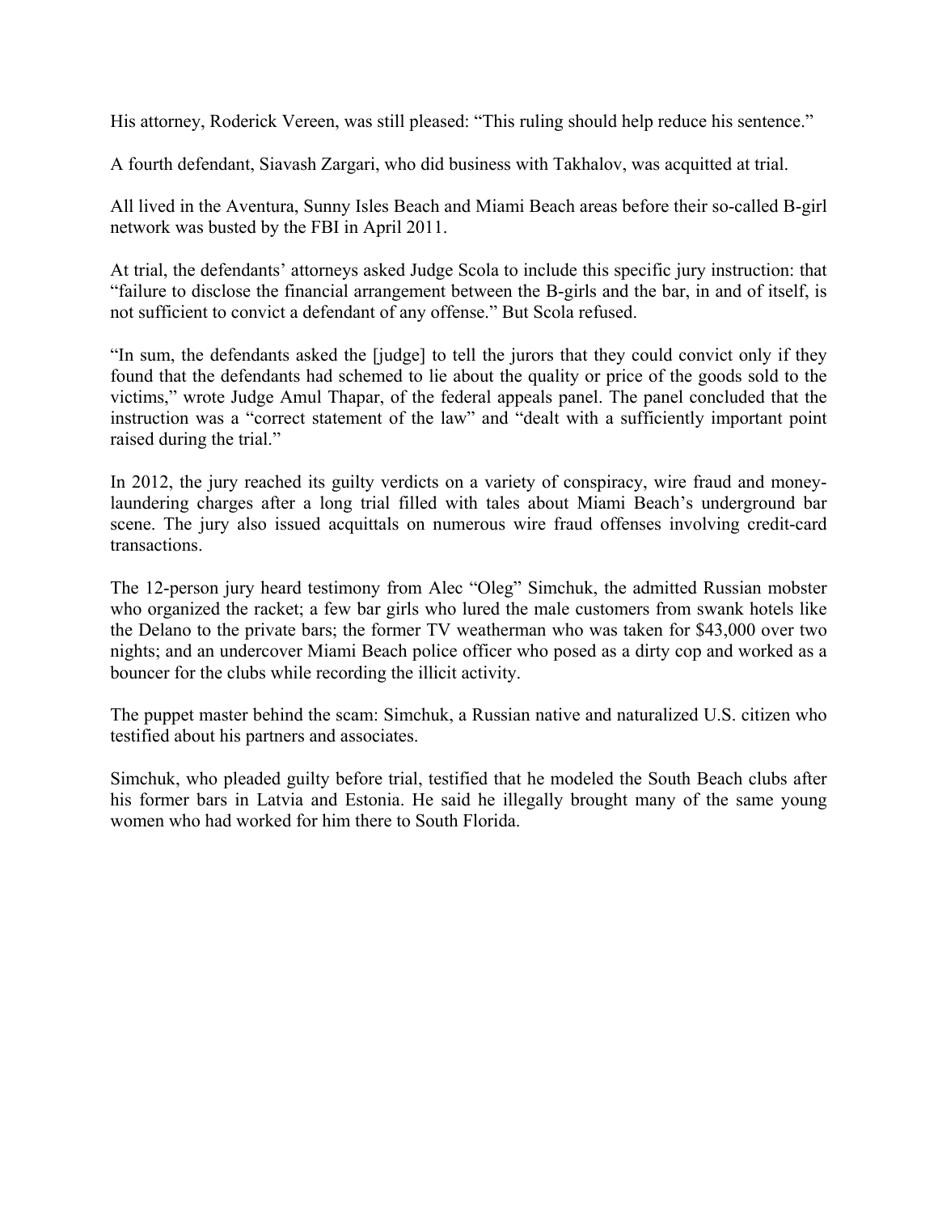His attorney, Roderick Vereen, was still pleased: "This ruling should help reduce his sentence."

A fourth defendant, Siavash Zargari, who did business with Takhalov, was acquitted at trial.

All lived in the Aventura, Sunny Isles Beach and Miami Beach areas before their so-called B-girl network was busted by the FBI in April 2011.

At trial, the defendants' attorneys asked Judge Scola to include this specific jury instruction: that "failure to disclose the financial arrangement between the B-girls and the bar, in and of itself, is not sufficient to convict a defendant of any offense." But Scola refused.

"In sum, the defendants asked the [judge] to tell the jurors that they could convict only if they found that the defendants had schemed to lie about the quality or price of the goods sold to the victims," wrote Judge Amul Thapar, of the federal appeals panel. The panel concluded that the instruction was a "correct statement of the law" and "dealt with a sufficiently important point raised during the trial."

In 2012, the jury reached its guilty verdicts on a variety of conspiracy, wire fraud and money-laundering charges after a long trial filled with tales about Miami Beach's underground bar scene. The jury also issued acquittals on numerous wire fraud offenses involving credit-card transactions.

The 12-person jury heard testimony from Alec "Oleg" Simchuk, the admitted Russian mobster who organized the racket; a few bar girls who lured the male customers from swank hotels like the Delano to the private bars; the former TV weatherman who was taken for $43,000 over two nights; and an undercover Miami Beach police officer who posed as a dirty cop and worked as a bouncer for the clubs while recording the illicit activity.

The puppet master behind the scam: Simchuk, a Russian native and naturalized U.S. citizen who testified about his partners and associates.

Simchuk, who pleaded guilty before trial, testified that he modeled the South Beach clubs after his former bars in Latvia and Estonia. He said he illegally brought many of the same young women who had worked for him there to South Florida.